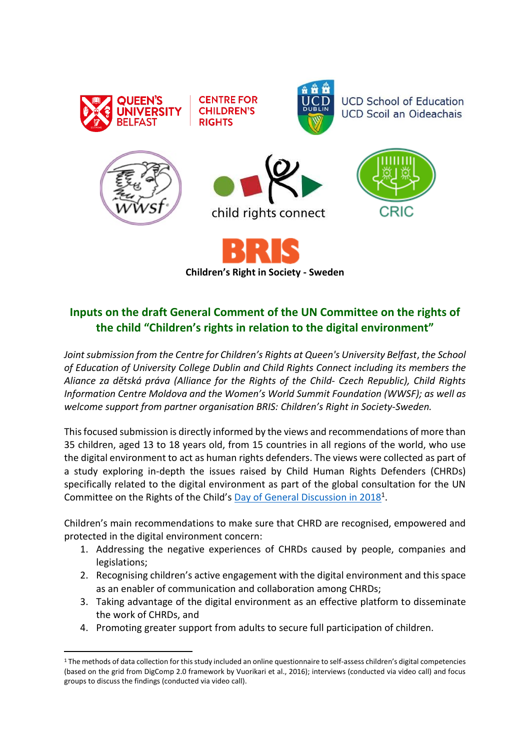QUEEN'S UNIVERSITY BELFAST | CENTRE FOR CHILDREN'S RIGHTS

UCD School of Education
UCD Scoil an Oideachais

wwsf

child rights connect

CRIC

BRIS
**Children's Right in Society - Sweden**

## Inputs on the draft General Comment of the UN Committee on the rights of the child "Children's rights in relation to the digital environment"

*Joint submission from the Centre for Children's Rights at Queen's University Belfast, the School of Education of University College Dublin and Child Rights Connect including its members the Aliance za dětská práva (Alliance for the Rights of the Child- Czech Republic), Child Rights Information Centre Moldova and the Women's World Summit Foundation (WWSF); as well as welcome support from partner organisation BRIS: Children's Right in Society-Sweden.*

This focused submission is directly informed by the views and recommendations of more than 35 children, aged 13 to 18 years old, from 15 countries in all regions of the world, who use the digital environment to act as human rights defenders. The views were collected as part of a study exploring in-depth the issues raised by Child Human Rights Defenders (CHRDs) specifically related to the digital environment as part of the global consultation for the UN Committee on the Rights of the Child's Day of General Discussion in 2018[1].

Children's main recommendations to make sure that CHRD are recognised, empowered and protected in the digital environment concern:

1. Addressing the negative experiences of CHRDs caused by people, companies and legislations;
2. Recognising children's active engagement with the digital environment and this space as an enabler of communication and collaboration among CHRDs;
3. Taking advantage of the digital environment as an effective platform to disseminate the work of CHRDs, and
4. Promoting greater support from adults to secure full participation of children.

---

[1] The methods of data collection for this study included an online questionnaire to self-assess children's digital competencies (based on the grid from DigComp 2.0 framework by Vuorikari et al., 2016); interviews (conducted via video call) and focus groups to discuss the findings (conducted via video call).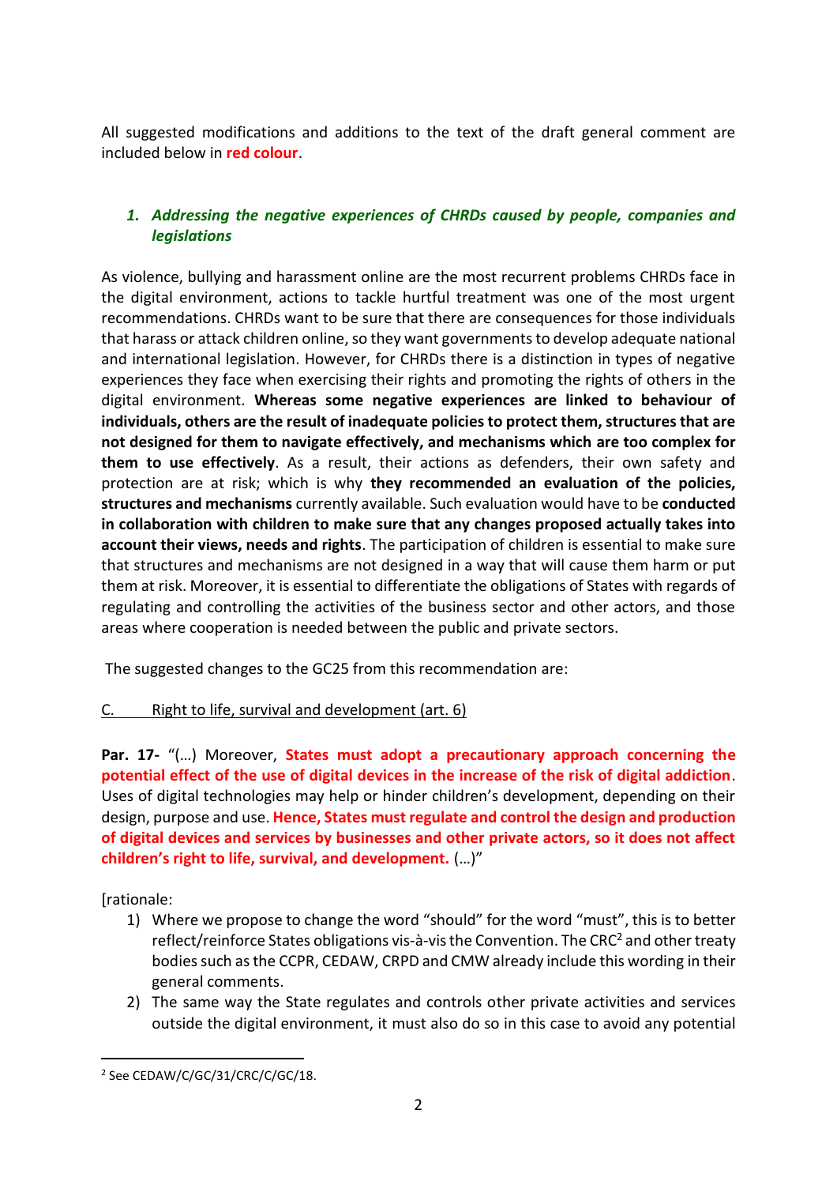All suggested modifications and additions to the text of the draft general comment are included below in **red colour**.

### *1. Addressing the negative experiences of CHRDs caused by people, companies and legislations*

As violence, bullying and harassment online are the most recurrent problems CHRDs face in the digital environment, actions to tackle hurtful treatment was one of the most urgent recommendations. CHRDs want to be sure that there are consequences for those individuals that harass or attack children online, so they want governments to develop adequate national and international legislation. However, for CHRDs there is a distinction in types of negative experiences they face when exercising their rights and promoting the rights of others in the digital environment. **Whereas some negative experiences are linked to behaviour of individuals, others are the result of inadequate policies to protect them, structures that are not designed for them to navigate effectively, and mechanisms which are too complex for them to use effectively**. As a result, their actions as defenders, their own safety and protection are at risk; which is why **they recommended an evaluation of the policies, structures and mechanisms** currently available. Such evaluation would have to be **conducted in collaboration with children to make sure that any changes proposed actually takes into account their views, needs and rights**. The participation of children is essential to make sure that structures and mechanisms are not designed in a way that will cause them harm or put them at risk. Moreover, it is essential to differentiate the obligations of States with regards of regulating and controlling the activities of the business sector and other actors, and those areas where cooperation is needed between the public and private sectors.

The suggested changes to the GC25 from this recommendation are:

C. Right to life, survival and development (art. 6)

**Par. 17-** "(…) Moreover, **States must adopt a precautionary approach concerning the potential effect of the use of digital devices in the increase of the risk of digital addiction**. Uses of digital technologies may help or hinder children's development, depending on their design, purpose and use. **Hence, States must regulate and control the design and production of digital devices and services by businesses and other private actors, so it does not affect children's right to life, survival, and development.** (…)"

[rationale:

1) Where we propose to change the word "should" for the word "must", this is to better reflect/reinforce States obligations vis-à-vis the Convention. The CRC[2] and other treaty bodies such as the CCPR, CEDAW, CRPD and CMW already include this wording in their general comments.
2) The same way the State regulates and controls other private activities and services outside the digital environment, it must also do so in this case to avoid any potential

[2] See CEDAW/C/GC/31/CRC/C/GC/18.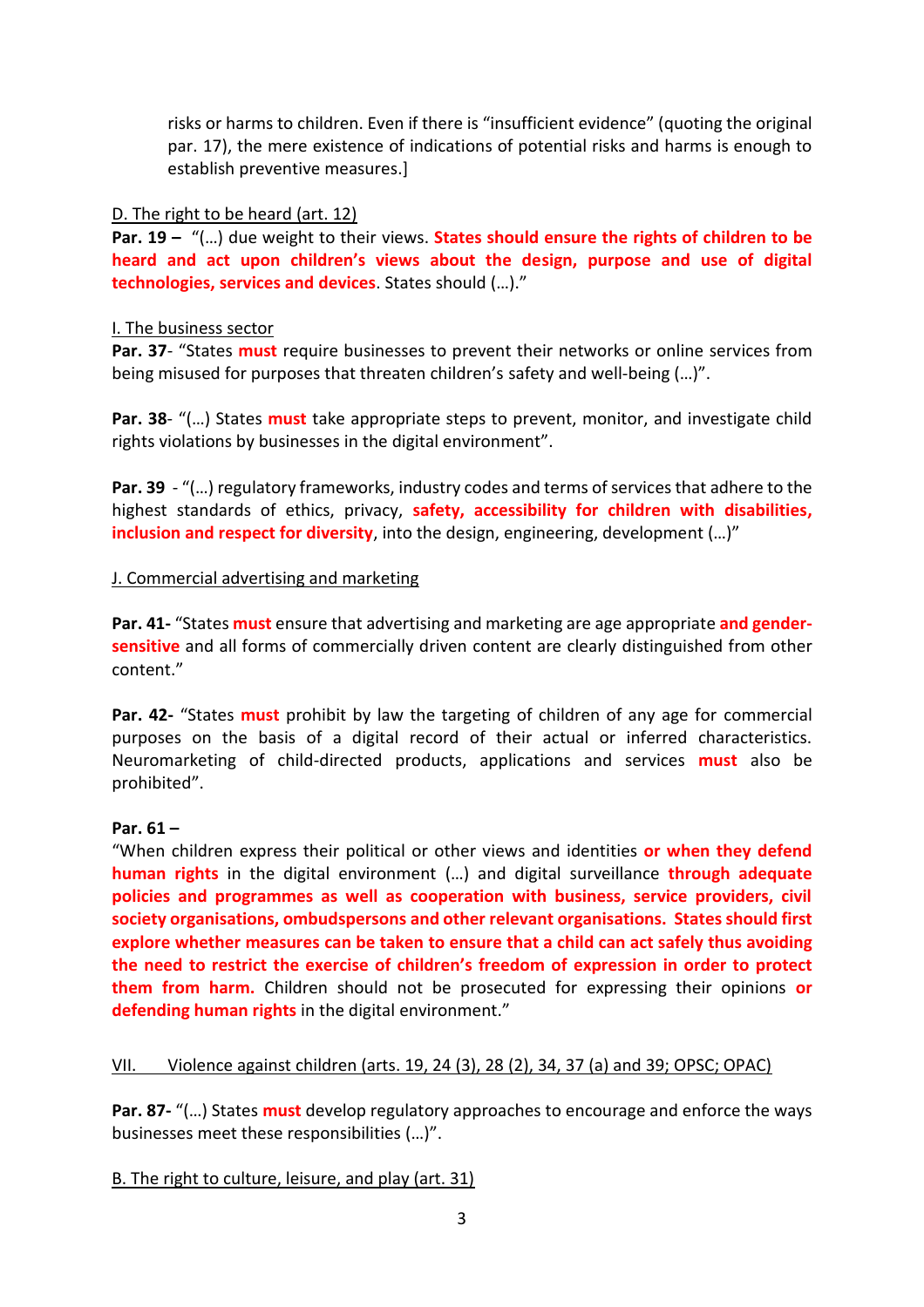risks or harms to children. Even if there is "insufficient evidence" (quoting the original par. 17), the mere existence of indications of potential risks and harms is enough to establish preventive measures.]

D. The right to be heard (art. 12)

**Par. 19 –** "(…) due weight to their views. **States should ensure the rights of children to be heard and act upon children's views about the design, purpose and use of digital technologies, services and devices**. States should (…)."

I. The business sector

**Par. 37**- "States **must** require businesses to prevent their networks or online services from being misused for purposes that threaten children's safety and well-being (…)".

**Par. 38**- "(…) States **must** take appropriate steps to prevent, monitor, and investigate child rights violations by businesses in the digital environment".

**Par. 39** - "(…) regulatory frameworks, industry codes and terms of services that adhere to the highest standards of ethics, privacy, **safety, accessibility for children with disabilities, inclusion and respect for diversity**, into the design, engineering, development (…)"

J. Commercial advertising and marketing

**Par. 41-** "States **must** ensure that advertising and marketing are age appropriate **and gender-sensitive** and all forms of commercially driven content are clearly distinguished from other content."

**Par. 42-** "States **must** prohibit by law the targeting of children of any age for commercial purposes on the basis of a digital record of their actual or inferred characteristics. Neuromarketing of child-directed products, applications and services **must** also be prohibited".

**Par. 61 –**

"When children express their political or other views and identities **or when they defend human rights** in the digital environment (…) and digital surveillance **through adequate policies and programmes as well as cooperation with business, service providers, civil society organisations, ombudspersons and other relevant organisations. States should first explore whether measures can be taken to ensure that a child can act safely thus avoiding the need to restrict the exercise of children's freedom of expression in order to protect them from harm.** Children should not be prosecuted for expressing their opinions **or defending human rights** in the digital environment."

VII. Violence against children (arts. 19, 24 (3), 28 (2), 34, 37 (a) and 39; OPSC; OPAC)

**Par. 87-** "(…) States **must** develop regulatory approaches to encourage and enforce the ways businesses meet these responsibilities (…)".

B. The right to culture, leisure, and play (art. 31)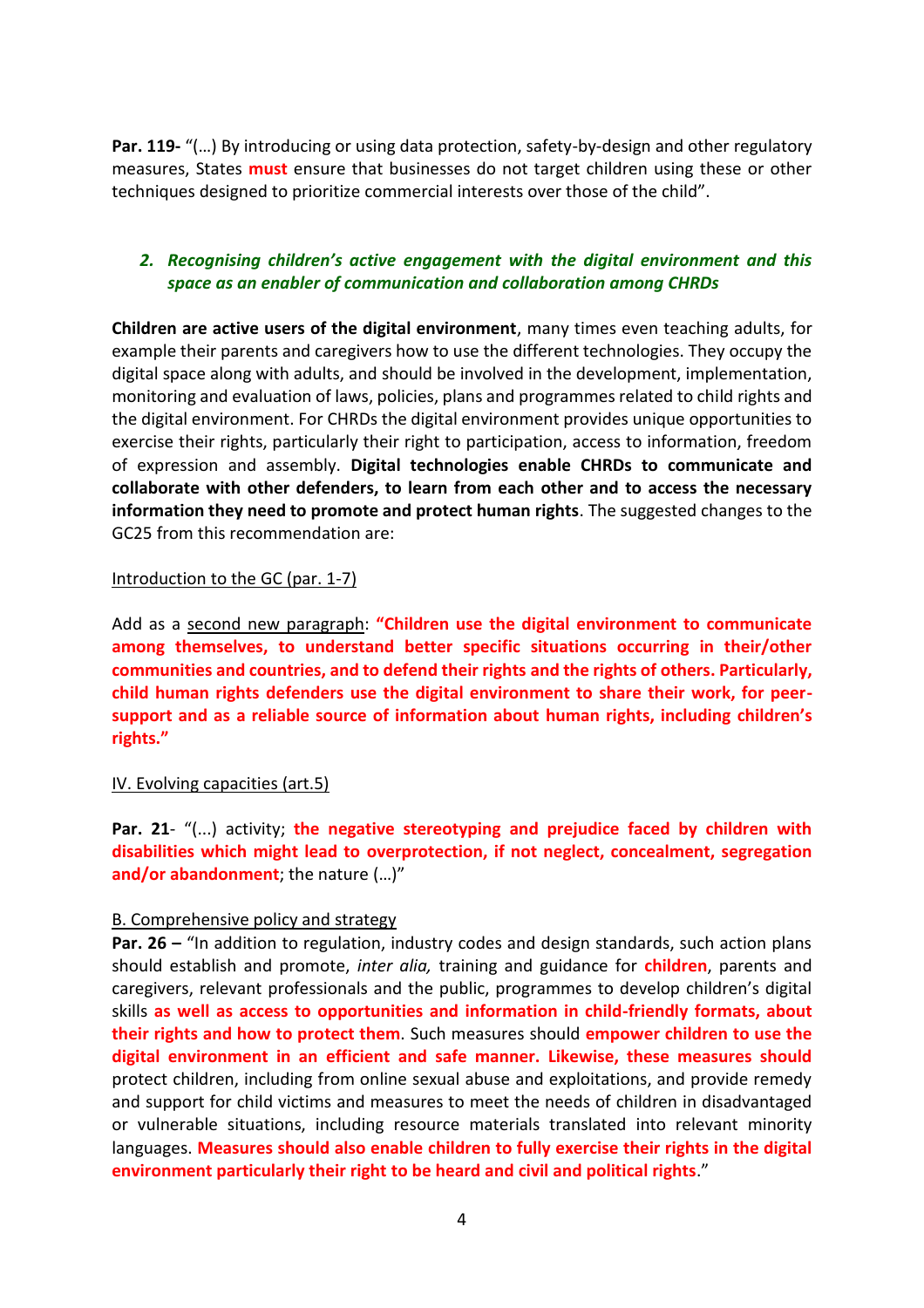**Par. 119-** "(…) By introducing or using data protection, safety-by-design and other regulatory measures, States **must** ensure that businesses do not target children using these or other techniques designed to prioritize commercial interests over those of the child".

### *2. Recognising children's active engagement with the digital environment and this space as an enabler of communication and collaboration among CHRDs*

**Children are active users of the digital environment**, many times even teaching adults, for example their parents and caregivers how to use the different technologies. They occupy the digital space along with adults, and should be involved in the development, implementation, monitoring and evaluation of laws, policies, plans and programmes related to child rights and the digital environment. For CHRDs the digital environment provides unique opportunities to exercise their rights, particularly their right to participation, access to information, freedom of expression and assembly. **Digital technologies enable CHRDs to communicate and collaborate with other defenders, to learn from each other and to access the necessary information they need to promote and protect human rights**. The suggested changes to the GC25 from this recommendation are:

Introduction to the GC (par. 1-7)

Add as a second new paragraph: **"Children use the digital environment to communicate among themselves, to understand better specific situations occurring in their/other communities and countries, and to defend their rights and the rights of others. Particularly, child human rights defenders use the digital environment to share their work, for peer-support and as a reliable source of information about human rights, including children's rights."**

IV. Evolving capacities (art.5)

**Par. 21**- "(...) activity; **the negative stereotyping and prejudice faced by children with disabilities which might lead to overprotection, if not neglect, concealment, segregation and/or abandonment**; the nature (…)"

B. Comprehensive policy and strategy

**Par. 26 –** "In addition to regulation, industry codes and design standards, such action plans should establish and promote, *inter alia,* training and guidance for **children**, parents and caregivers, relevant professionals and the public, programmes to develop children's digital skills **as well as access to opportunities and information in child-friendly formats, about their rights and how to protect them**. Such measures should **empower children to use the digital environment in an efficient and safe manner. Likewise, these measures should** protect children, including from online sexual abuse and exploitations, and provide remedy and support for child victims and measures to meet the needs of children in disadvantaged or vulnerable situations, including resource materials translated into relevant minority languages. **Measures should also enable children to fully exercise their rights in the digital environment particularly their right to be heard and civil and political rights**."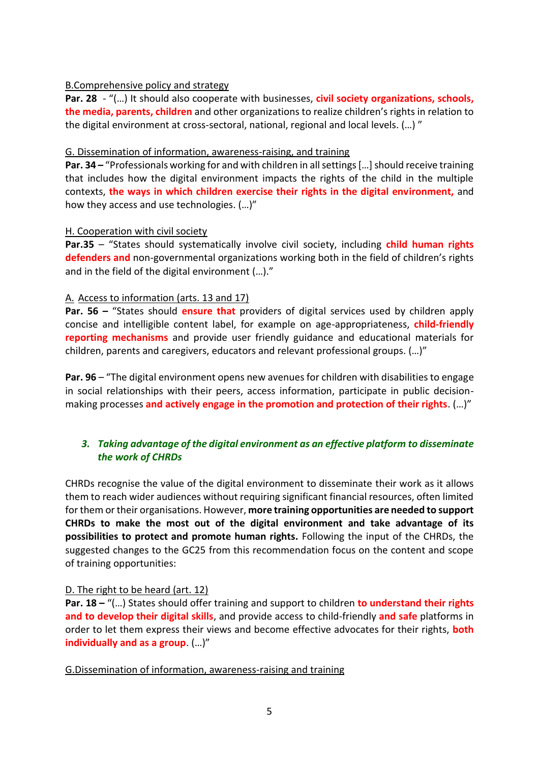B.Comprehensive policy and strategy

**Par. 28** - "(…) It should also cooperate with businesses, **civil society organizations, schools, the media, parents, children** and other organizations to realize children's rights in relation to the digital environment at cross-sectoral, national, regional and local levels. (…) "

G. Dissemination of information, awareness-raising, and training

**Par. 34 –** "Professionals working for and with children in all settings […] should receive training that includes how the digital environment impacts the rights of the child in the multiple contexts, **the ways in which children exercise their rights in the digital environment,** and how they access and use technologies. (…)"

H. Cooperation with civil society

**Par.35** – "States should systematically involve civil society, including **child human rights defenders and** non-governmental organizations working both in the field of children's rights and in the field of the digital environment (…)."

A. Access to information (arts. 13 and 17)

**Par. 56 –** "States should **ensure that** providers of digital services used by children apply concise and intelligible content label, for example on age-appropriateness, **child-friendly reporting mechanisms** and provide user friendly guidance and educational materials for children, parents and caregivers, educators and relevant professional groups. (…)"

**Par. 96** – "The digital environment opens new avenues for children with disabilities to engage in social relationships with their peers, access information, participate in public decision-making processes **and actively engage in the promotion and protection of their rights**. (…)"

### *3. Taking advantage of the digital environment as an effective platform to disseminate the work of CHRDs*

CHRDs recognise the value of the digital environment to disseminate their work as it allows them to reach wider audiences without requiring significant financial resources, often limited for them or their organisations. However, **more training opportunities are needed to support CHRDs to make the most out of the digital environment and take advantage of its possibilities to protect and promote human rights.** Following the input of the CHRDs, the suggested changes to the GC25 from this recommendation focus on the content and scope of training opportunities:

D. The right to be heard (art. 12)

**Par. 18 –** "(…) States should offer training and support to children **to understand their rights and to develop their digital skills**, and provide access to child-friendly **and safe** platforms in order to let them express their views and become effective advocates for their rights, **both individually and as a group**. (…)"

G.Dissemination of information, awareness-raising and training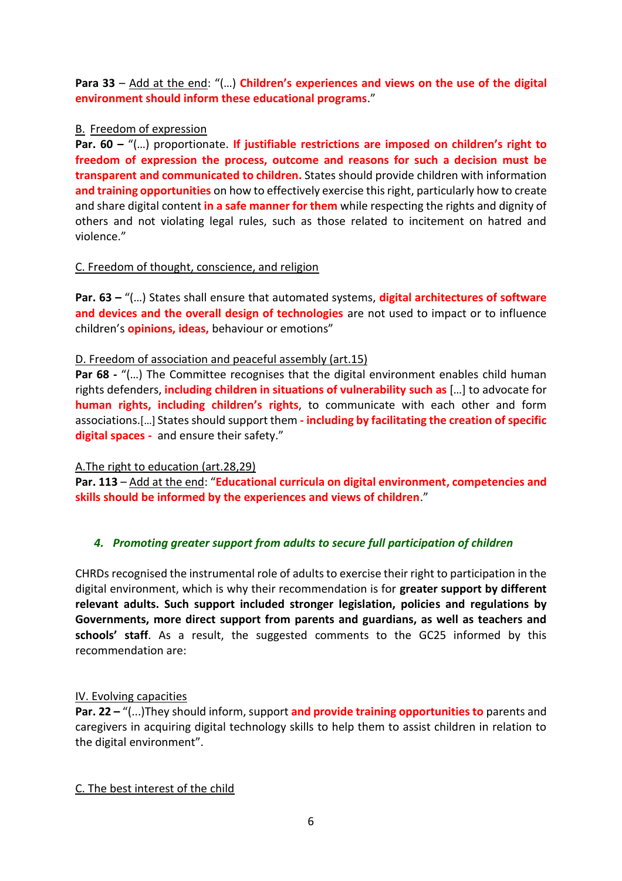**Para 33** – Add at the end: "(…) **Children's experiences and views on the use of the digital environment should inform these educational programs**."

B. Freedom of expression

**Par. 60 –** "(…) proportionate. **If justifiable restrictions are imposed on children's right to freedom of expression the process, outcome and reasons for such a decision must be transparent and communicated to children.** States should provide children with information **and training opportunities** on how to effectively exercise this right, particularly how to create and share digital content **in a safe manner for them** while respecting the rights and dignity of others and not violating legal rules, such as those related to incitement on hatred and violence."

C. Freedom of thought, conscience, and religion

**Par. 63 –** "(…) States shall ensure that automated systems, **digital architectures of software and devices and the overall design of technologies** are not used to impact or to influence children's **opinions, ideas,** behaviour or emotions"

D. Freedom of association and peaceful assembly (art.15)

**Par 68 -** "(…) The Committee recognises that the digital environment enables child human rights defenders, **including children in situations of vulnerability such as** […] to advocate for **human rights, including children's rights**, to communicate with each other and form associations.[…] States should support them **- including by facilitating the creation of specific digital spaces -** and ensure their safety."

A.The right to education (art.28,29)

**Par. 113** – Add at the end: "**Educational curricula on digital environment, competencies and skills should be informed by the experiences and views of children**."

### *4. Promoting greater support from adults to secure full participation of children*

CHRDs recognised the instrumental role of adults to exercise their right to participation in the digital environment, which is why their recommendation is for **greater support by different relevant adults. Such support included stronger legislation, policies and regulations by Governments, more direct support from parents and guardians, as well as teachers and schools' staff**. As a result, the suggested comments to the GC25 informed by this recommendation are:

IV. Evolving capacities

**Par. 22 –** "(...)They should inform, support **and provide training opportunities to** parents and caregivers in acquiring digital technology skills to help them to assist children in relation to the digital environment".

C. The best interest of the child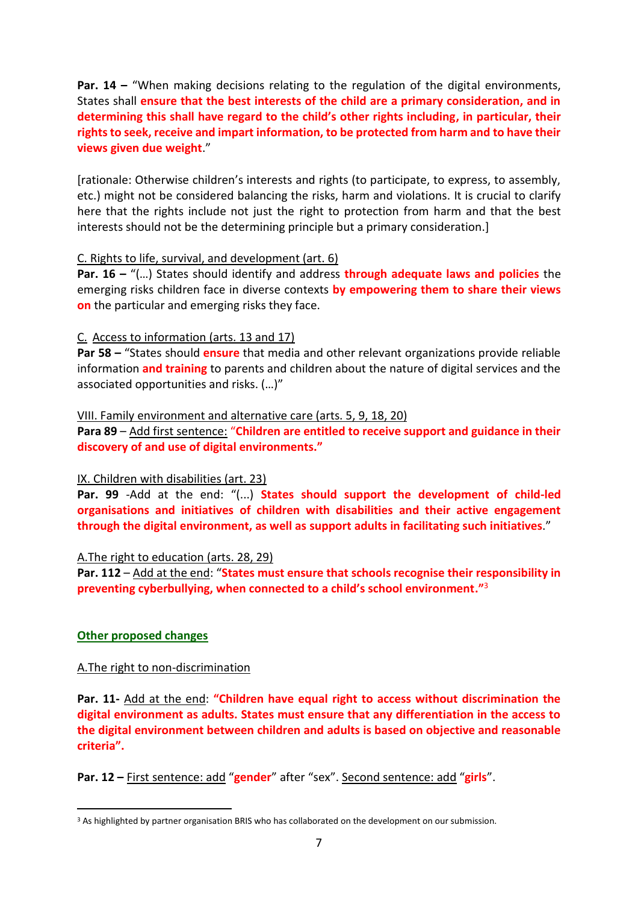**Par. 14 –** "When making decisions relating to the regulation of the digital environments, States shall **ensure that the best interests of the child are a primary consideration, and in determining this shall have regard to the child's other rights including, in particular, their rights to seek, receive and impart information, to be protected from harm and to have their views given due weight**."

[rationale: Otherwise children's interests and rights (to participate, to express, to assembly, etc.) might not be considered balancing the risks, harm and violations. It is crucial to clarify here that the rights include not just the right to protection from harm and that the best interests should not be the determining principle but a primary consideration.]

C. Rights to life, survival, and development (art. 6)

**Par. 16 –** "(…) States should identify and address **through adequate laws and policies** the emerging risks children face in diverse contexts **by empowering them to share their views on** the particular and emerging risks they face.

C. Access to information (arts. 13 and 17)

**Par 58 –** "States should **ensure** that media and other relevant organizations provide reliable information **and training** to parents and children about the nature of digital services and the associated opportunities and risks. (…)"

VIII. Family environment and alternative care (arts. 5, 9, 18, 20)

**Para 89** – Add first sentence: **"Children are entitled to receive support and guidance in their discovery of and use of digital environments."**

IX. Children with disabilities (art. 23)

**Par. 99** -Add at the end: "(...) **States should support the development of child-led organisations and initiatives of children with disabilities and their active engagement through the digital environment, as well as support adults in facilitating such initiatives**."

A.The right to education (arts. 28, 29)

**Par. 112** – Add at the end: "**States must ensure that schools recognise their responsibility in preventing cyberbullying, when connected to a child's school environment.**"[3]

**Other proposed changes**

A.The right to non-discrimination

**Par. 11-** Add at the end: **"Children have equal right to access without discrimination the digital environment as adults. States must ensure that any differentiation in the access to the digital environment between children and adults is based on objective and reasonable criteria".**

**Par. 12 –** First sentence: add "**gender**" after "sex". Second sentence: add "**girls**".

[3] As highlighted by partner organisation BRIS who has collaborated on the development on our submission.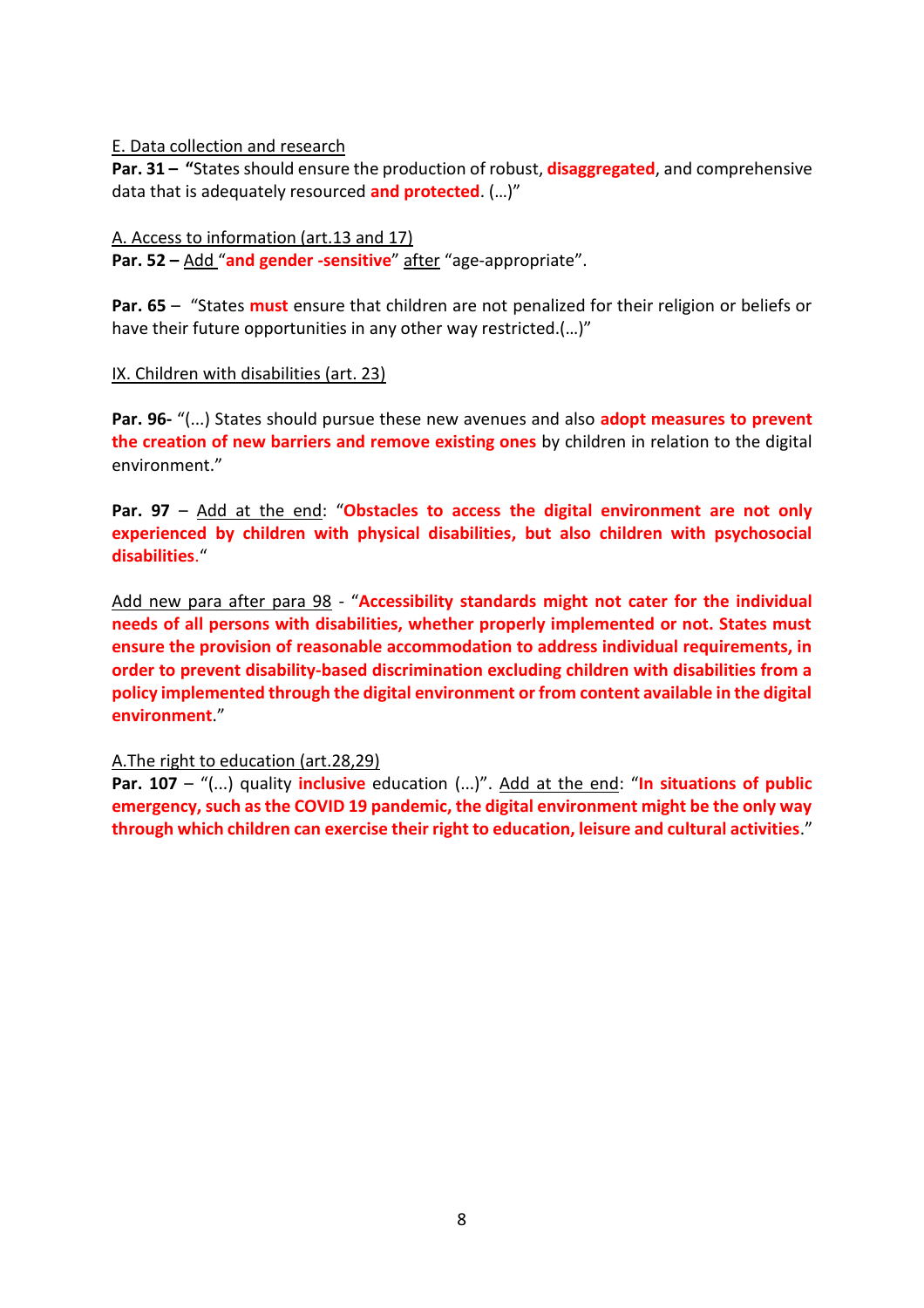E. Data collection and research

**Par. 31 – "**States should ensure the production of robust, **disaggregated**, and comprehensive data that is adequately resourced **and protected**. (…)"

A. Access to information (art.13 and 17)

**Par. 52 –** Add "**and gender -sensitive**" after "age-appropriate".

**Par. 65** – "States **must** ensure that children are not penalized for their religion or beliefs or have their future opportunities in any other way restricted.(…)"

IX. Children with disabilities (art. 23)

**Par. 96-** "(...) States should pursue these new avenues and also **adopt measures to prevent the creation of new barriers and remove existing ones** by children in relation to the digital environment."

**Par. 97** – Add at the end: "**Obstacles to access the digital environment are not only experienced by children with physical disabilities, but also children with psychosocial disabilities**."

Add new para after para 98 - "**Accessibility standards might not cater for the individual needs of all persons with disabilities, whether properly implemented or not. States must ensure the provision of reasonable accommodation to address individual requirements, in order to prevent disability-based discrimination excluding children with disabilities from a policy implemented through the digital environment or from content available in the digital environment**."

A.The right to education (art.28,29)

**Par. 107** – "(...) quality **inclusive** education (...)". Add at the end: "**In situations of public emergency, such as the COVID 19 pandemic, the digital environment might be the only way through which children can exercise their right to education, leisure and cultural activities**."